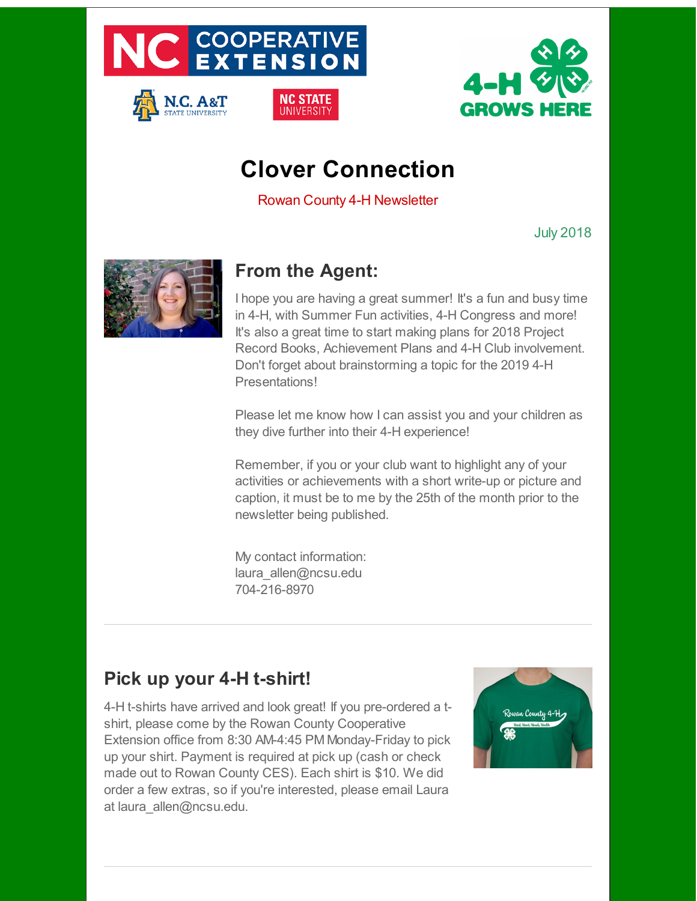# Clover Connection

Rowan County 4-H Newsletter

July 2018

## From the Agent:

I hope you are having a great summer! It's a fun and busy time in 4-H, with Summer Fun activities, 4-H Congress and more! It's also a great time to start making plans for 2018 Project Record Books, Achievement Plans and 4-H Club involvement. Don't forget about brainstorming a topic for the 2019 4-H Presentations!

Please let me know how I can assist you and your children as they dive further into their 4-H experience!

Remember, if you or your club want to highlight any of your activities or achievements with a short write-up or picture and caption, it must be to me by the 25th of the month prior to the newsletter being published.

My contact information:
laura_allen@ncsu.edu
704-216-8970

---

## Pick up your 4-H t-shirt!

4-H t-shirts have arrived and look great! If you pre-ordered a t-shirt, please come by the Rowan County Cooperative Extension office from 8:30 AM-4:45 PM Monday-Friday to pick up your shirt. Payment is required at pick up (cash or check made out to Rowan County CES). Each shirt is $10. We did order a few extras, so if you're interested, please email Laura at laura_allen@ncsu.edu.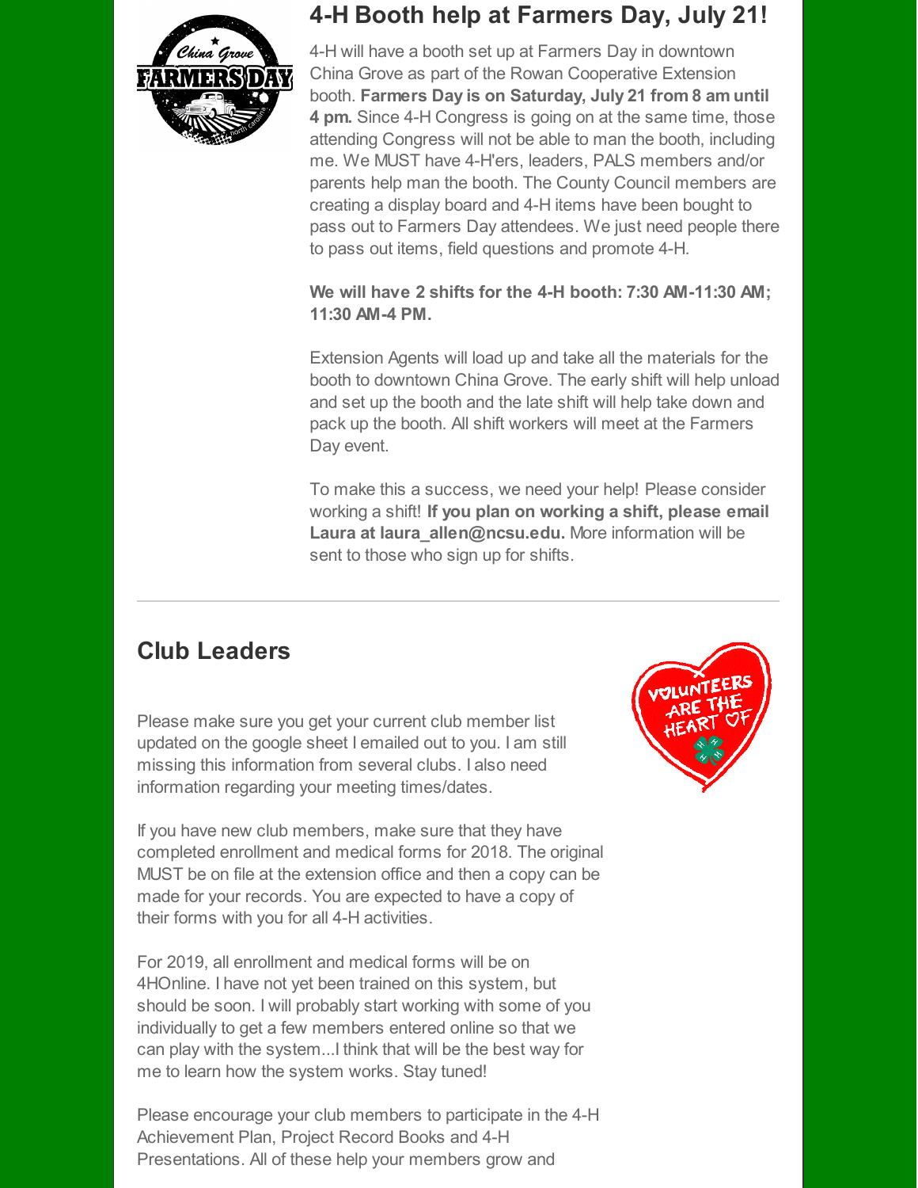## 4-H Booth help at Farmers Day, July 21!

4-H will have a booth set up at Farmers Day in downtown China Grove as part of the Rowan Cooperative Extension booth. **Farmers Day is on Saturday, July 21 from 8 am until 4 pm.** Since 4-H Congress is going on at the same time, those attending Congress will not be able to man the booth, including me. We MUST have 4-H'ers, leaders, PALS members and/or parents help man the booth. The County Council members are creating a display board and 4-H items have been bought to pass out to Farmers Day attendees. We just need people there to pass out items, field questions and promote 4-H.

**We will have 2 shifts for the 4-H booth: 7:30 AM-11:30 AM; 11:30 AM-4 PM.**

Extension Agents will load up and take all the materials for the booth to downtown China Grove. The early shift will help unload and set up the booth and the late shift will help take down and pack up the booth. All shift workers will meet at the Farmers Day event.

To make this a success, we need your help! Please consider working a shift! **If you plan on working a shift, please email Laura at laura_allen@ncsu.edu.** More information will be sent to those who sign up for shifts.

---

## Club Leaders

Please make sure you get your current club member list updated on the google sheet I emailed out to you. I am still missing this information from several clubs. I also need information regarding your meeting times/dates.

If you have new club members, make sure that they have completed enrollment and medical forms for 2018. The original MUST be on file at the extension office and then a copy can be made for your records. You are expected to have a copy of their forms with you for all 4-H activities.

For 2019, all enrollment and medical forms will be on 4HOnline. I have not yet been trained on this system, but should be soon. I will probably start working with some of you individually to get a few members entered online so that we can play with the system...I think that will be the best way for me to learn how the system works. Stay tuned!

Please encourage your club members to participate in the 4-H Achievement Plan, Project Record Books and 4-H Presentations. All of these help your members grow and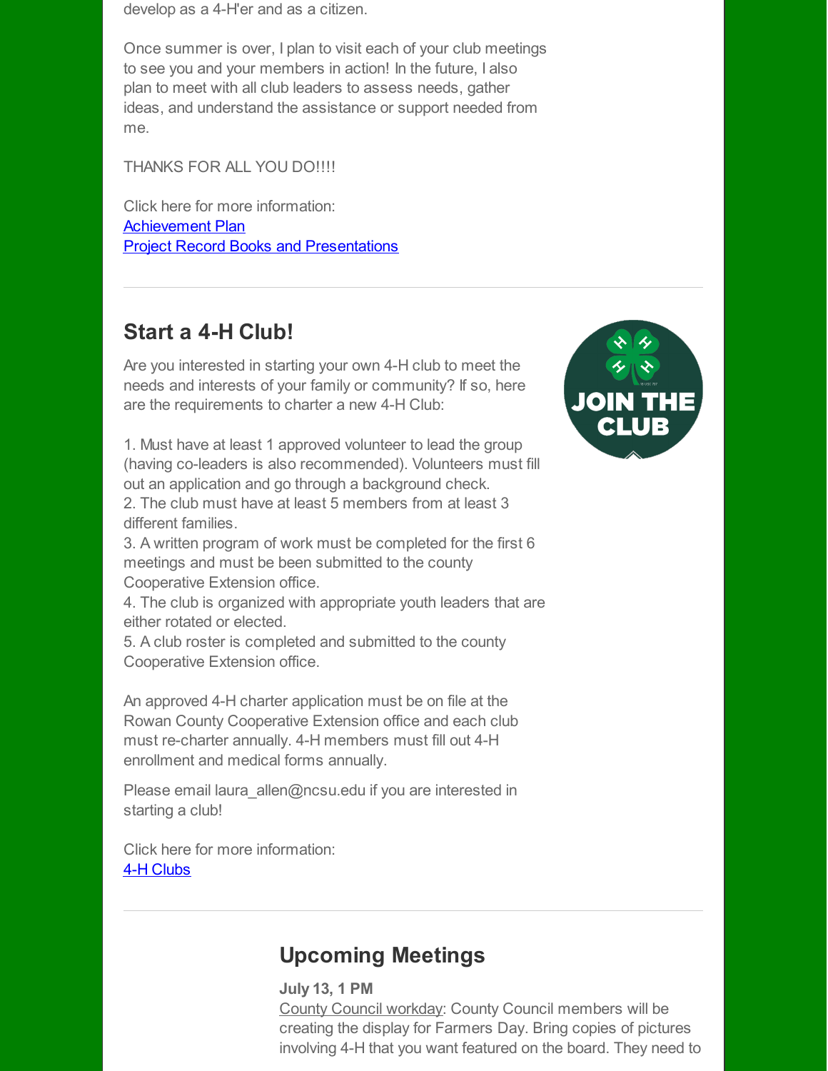develop as a 4-H'er and as a citizen.

Once summer is over, I plan to visit each of your club meetings to see you and your members in action! In the future, I also plan to meet with all club leaders to assess needs, gather ideas, and understand the assistance or support needed from me.

THANKS FOR ALL YOU DO!!!!

Click here for more information:
Achievement Plan
Project Record Books and Presentations

---

## Start a 4-H Club!

Are you interested in starting your own 4-H club to meet the needs and interests of your family or community? If so, here are the requirements to charter a new 4-H Club:

1. Must have at least 1 approved volunteer to lead the group (having co-leaders is also recommended). Volunteers must fill out an application and go through a background check.
2. The club must have at least 5 members from at least 3 different families.
3. A written program of work must be completed for the first 6 meetings and must be been submitted to the county Cooperative Extension office.
4. The club is organized with appropriate youth leaders that are either rotated or elected.
5. A club roster is completed and submitted to the county Cooperative Extension office.

An approved 4-H charter application must be on file at the Rowan County Cooperative Extension office and each club must re-charter annually. 4-H members must fill out 4-H enrollment and medical forms annually.

Please email laura_allen@ncsu.edu if you are interested in starting a club!

Click here for more information:
4-H Clubs

---

## Upcoming Meetings

**July 13, 1 PM**
County Council workday: County Council members will be creating the display for Farmers Day. Bring copies of pictures involving 4-H that you want featured on the board. They need to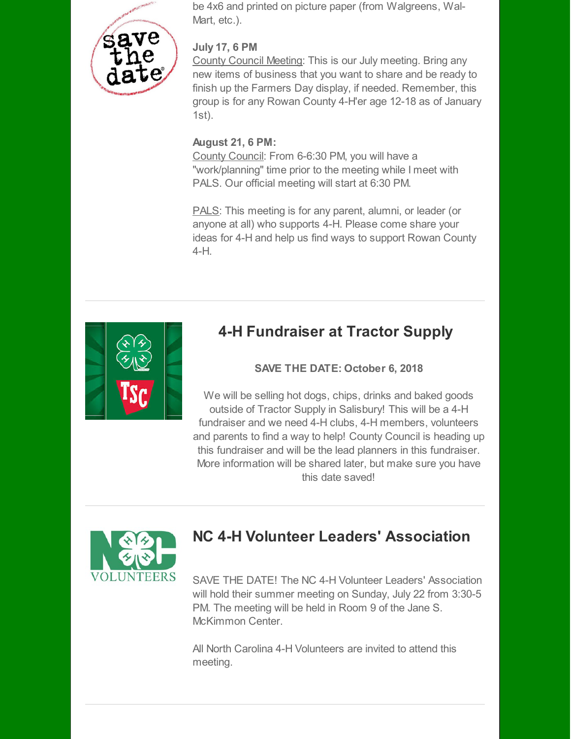be 4x6 and printed on picture paper (from Walgreens, Wal-Mart, etc.).

**July 17, 6 PM**

County Council Meeting: This is our July meeting. Bring any new items of business that you want to share and be ready to finish up the Farmers Day display, if needed. Remember, this group is for any Rowan County 4-H'er age 12-18 as of January 1st).

**August 21, 6 PM:**

County Council: From 6-6:30 PM, you will have a "work/planning" time prior to the meeting while I meet with PALS. Our official meeting will start at 6:30 PM.

PALS: This meeting is for any parent, alumni, or leader (or anyone at all) who supports 4-H. Please come share your ideas for 4-H and help us find ways to support Rowan County 4-H.

## 4-H Fundraiser at Tractor Supply

**SAVE THE DATE: October 6, 2018**

We will be selling hot dogs, chips, drinks and baked goods outside of Tractor Supply in Salisbury! This will be a 4-H fundraiser and we need 4-H clubs, 4-H members, volunteers and parents to find a way to help! County Council is heading up this fundraiser and will be the lead planners in this fundraiser. More information will be shared later, but make sure you have this date saved!

## NC 4-H Volunteer Leaders' Association

SAVE THE DATE! The NC 4-H Volunteer Leaders' Association will hold their summer meeting on Sunday, July 22 from 3:30-5 PM. The meeting will be held in Room 9 of the Jane S. McKimmon Center.

All North Carolina 4-H Volunteers are invited to attend this meeting.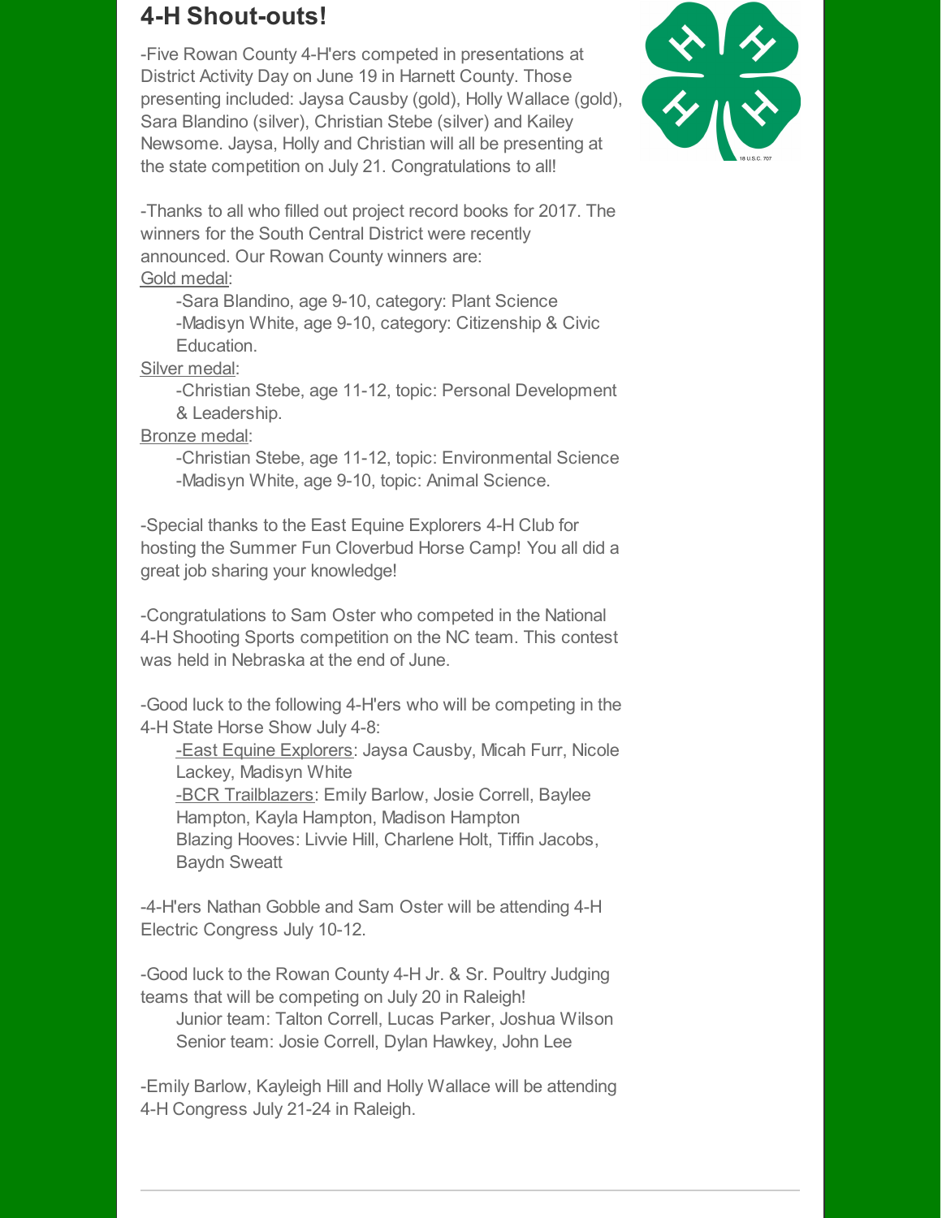## 4-H Shout-outs!

-Five Rowan County 4-H'ers competed in presentations at District Activity Day on June 19 in Harnett County. Those presenting included: Jaysa Causby (gold), Holly Wallace (gold), Sara Blandino (silver), Christian Stebe (silver) and Kailey Newsome. Jaysa, Holly and Christian will all be presenting at the state competition on July 21. Congratulations to all!

-Thanks to all who filled out project record books for 2017. The winners for the South Central District were recently announced. Our Rowan County winners are:

Gold medal:

-Sara Blandino, age 9-10, category: Plant Science
-Madisyn White, age 9-10, category: Citizenship & Civic Education.

Silver medal:

-Christian Stebe, age 11-12, topic: Personal Development & Leadership.

Bronze medal:

-Christian Stebe, age 11-12, topic: Environmental Science
-Madisyn White, age 9-10, topic: Animal Science.

-Special thanks to the East Equine Explorers 4-H Club for hosting the Summer Fun Cloverbud Horse Camp! You all did a great job sharing your knowledge!

-Congratulations to Sam Oster who competed in the National 4-H Shooting Sports competition on the NC team. This contest was held in Nebraska at the end of June.

-Good luck to the following 4-H'ers who will be competing in the 4-H State Horse Show July 4-8:

-East Equine Explorers: Jaysa Causby, Micah Furr, Nicole Lackey, Madisyn White
-BCR Trailblazers: Emily Barlow, Josie Correll, Baylee Hampton, Kayla Hampton, Madison Hampton
Blazing Hooves: Livvie Hill, Charlene Holt, Tiffin Jacobs, Baydn Sweatt

-4-H'ers Nathan Gobble and Sam Oster will be attending 4-H Electric Congress July 10-12.

-Good luck to the Rowan County 4-H Jr. & Sr. Poultry Judging teams that will be competing on July 20 in Raleigh!

Junior team: Talton Correll, Lucas Parker, Joshua Wilson
Senior team: Josie Correll, Dylan Hawkey, John Lee

-Emily Barlow, Kayleigh Hill and Holly Wallace will be attending 4-H Congress July 21-24 in Raleigh.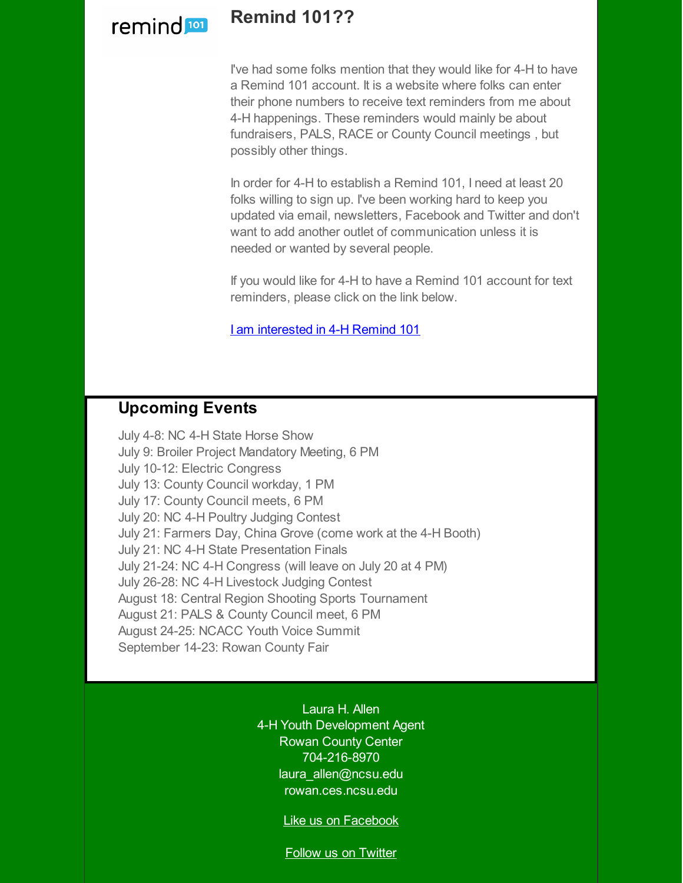## Remind 101??

I've had some folks mention that they would like for 4-H to have a Remind 101 account. It is a website where folks can enter their phone numbers to receive text reminders from me about 4-H happenings. These reminders would mainly be about fundraisers, PALS, RACE or County Council meetings , but possibly other things.

In order for 4-H to establish a Remind 101, I need at least 20 folks willing to sign up. I've been working hard to keep you updated via email, newsletters, Facebook and Twitter and don't want to add another outlet of communication unless it is needed or wanted by several people.

If you would like for 4-H to have a Remind 101 account for text reminders, please click on the link below.

I am interested in 4-H Remind 101

## Upcoming Events

July 4-8: NC 4-H State Horse Show
July 9: Broiler Project Mandatory Meeting, 6 PM
July 10-12: Electric Congress
July 13: County Council workday, 1 PM
July 17: County Council meets, 6 PM
July 20: NC 4-H Poultry Judging Contest
July 21: Farmers Day, China Grove (come work at the 4-H Booth)
July 21: NC 4-H State Presentation Finals
July 21-24: NC 4-H Congress (will leave on July 20 at 4 PM)
July 26-28: NC 4-H Livestock Judging Contest
August 18: Central Region Shooting Sports Tournament
August 21: PALS & County Council meet, 6 PM
August 24-25: NCACC Youth Voice Summit
September 14-23: Rowan County Fair

Laura H. Allen
4-H Youth Development Agent
Rowan County Center
704-216-8970
laura_allen@ncsu.edu
rowan.ces.ncsu.edu

Like us on Facebook

Follow us on Twitter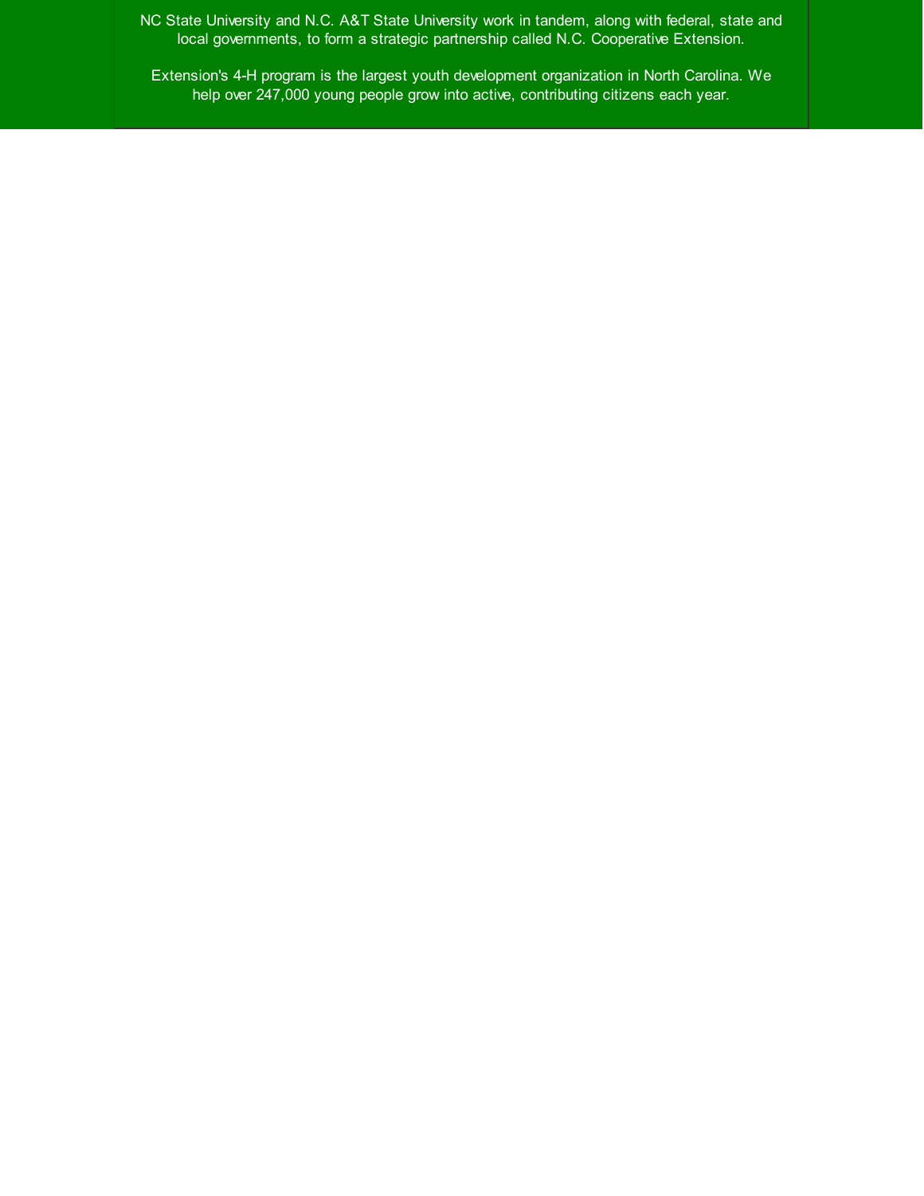NC State University and N.C. A&T State University work in tandem, along with federal, state and local governments, to form a strategic partnership called N.C. Cooperative Extension.

Extension's 4-H program is the largest youth development organization in North Carolina. We help over 247,000 young people grow into active, contributing citizens each year.